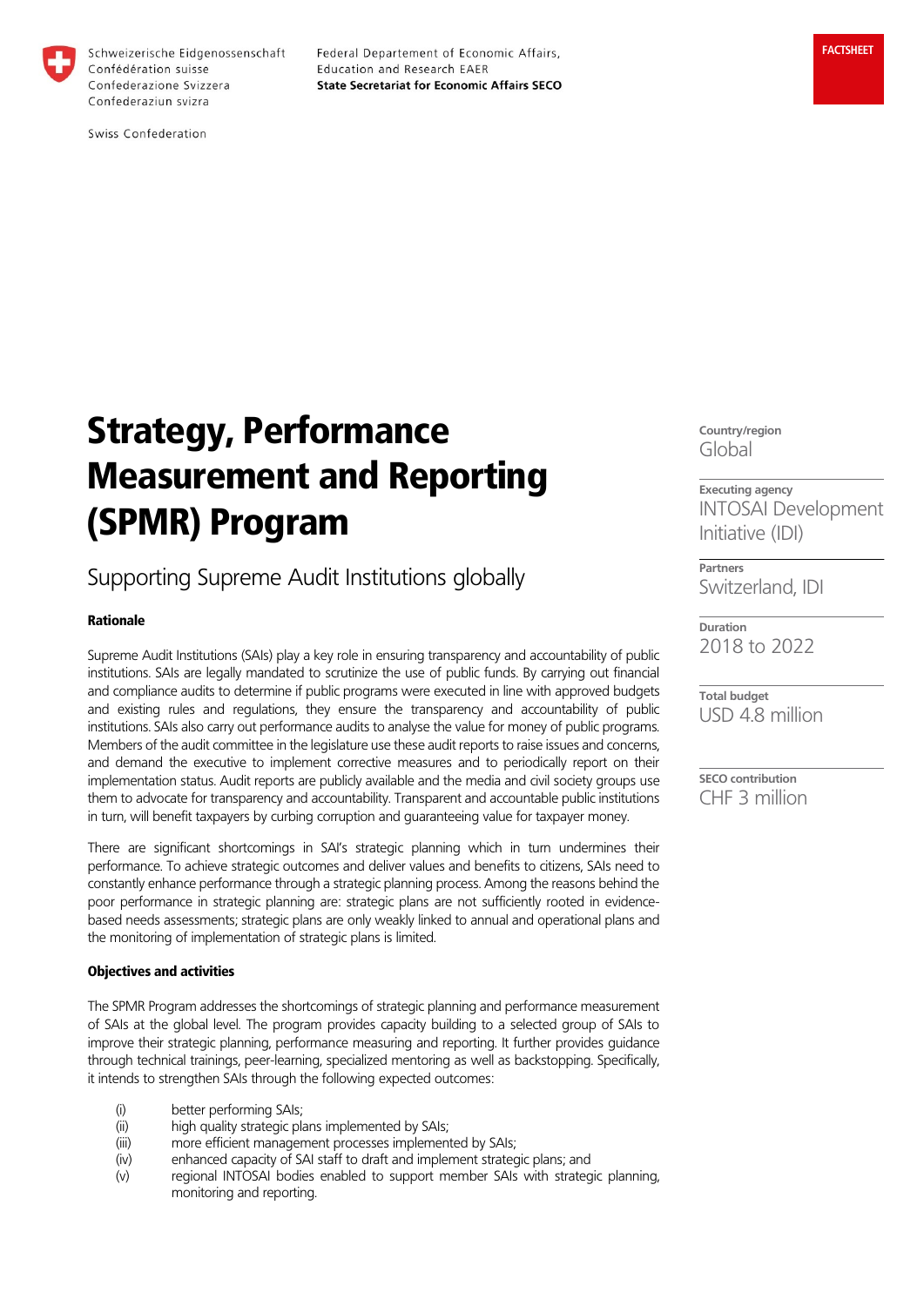Schweizerische Eidgenossenschaft
Confédération suisse
Confederazione Svizzera
Confederaziun svizra

Swiss Confederation

Federal Departement of Economic Affairs, Education and Research EAER
**State Secretariat for Economic Affairs SECO**

FACTSHEET

# Strategy, Performance Measurement and Reporting (SPMR) Program

## Supporting Supreme Audit Institutions globally

**Country/region**
Global

**Executing agency**
INTOSAI Development Initiative (IDI)

**Partners**
Switzerland, IDI

**Duration**
2018 to 2022

**Total budget**
USD 4.8 million

**SECO contribution**
CHF 3 million

### Rationale

Supreme Audit Institutions (SAIs) play a key role in ensuring transparency and accountability of public institutions. SAIs are legally mandated to scrutinize the use of public funds. By carrying out financial and compliance audits to determine if public programs were executed in line with approved budgets and existing rules and regulations, they ensure the transparency and accountability of public institutions. SAIs also carry out performance audits to analyse the value for money of public programs. Members of the audit committee in the legislature use these audit reports to raise issues and concerns, and demand the executive to implement corrective measures and to periodically report on their implementation status. Audit reports are publicly available and the media and civil society groups use them to advocate for transparency and accountability. Transparent and accountable public institutions in turn, will benefit taxpayers by curbing corruption and guaranteeing value for taxpayer money.

There are significant shortcomings in SAI's strategic planning which in turn undermines their performance. To achieve strategic outcomes and deliver values and benefits to citizens, SAIs need to constantly enhance performance through a strategic planning process. Among the reasons behind the poor performance in strategic planning are: strategic plans are not sufficiently rooted in evidence-based needs assessments; strategic plans are only weakly linked to annual and operational plans and the monitoring of implementation of strategic plans is limited.

### Objectives and activities

The SPMR Program addresses the shortcomings of strategic planning and performance measurement of SAIs at the global level. The program provides capacity building to a selected group of SAIs to improve their strategic planning, performance measuring and reporting. It further provides guidance through technical trainings, peer-learning, specialized mentoring as well as backstopping. Specifically, it intends to strengthen SAIs through the following expected outcomes:

(i) better performing SAIs;
(ii) high quality strategic plans implemented by SAIs;
(iii) more efficient management processes implemented by SAIs;
(iv) enhanced capacity of SAI staff to draft and implement strategic plans; and
(v) regional INTOSAI bodies enabled to support member SAIs with strategic planning, monitoring and reporting.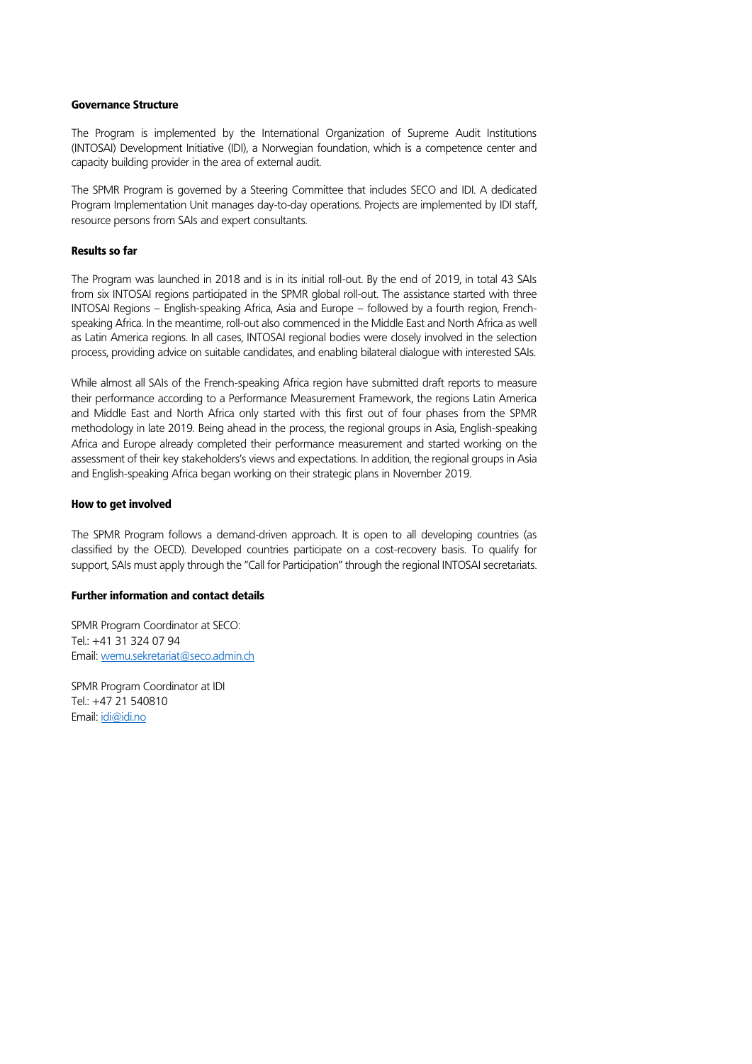**Governance Structure**

The Program is implemented by the International Organization of Supreme Audit Institutions (INTOSAI) Development Initiative (IDI), a Norwegian foundation, which is a competence center and capacity building provider in the area of external audit.

The SPMR Program is governed by a Steering Committee that includes SECO and IDI. A dedicated Program Implementation Unit manages day-to-day operations. Projects are implemented by IDI staff, resource persons from SAIs and expert consultants.

**Results so far**

The Program was launched in 2018 and is in its initial roll-out. By the end of 2019, in total 43 SAIs from six INTOSAI regions participated in the SPMR global roll-out. The assistance started with three INTOSAI Regions – English-speaking Africa, Asia and Europe – followed by a fourth region, French-speaking Africa. In the meantime, roll-out also commenced in the Middle East and North Africa as well as Latin America regions. In all cases, INTOSAI regional bodies were closely involved in the selection process, providing advice on suitable candidates, and enabling bilateral dialogue with interested SAIs.

While almost all SAIs of the French-speaking Africa region have submitted draft reports to measure their performance according to a Performance Measurement Framework, the regions Latin America and Middle East and North Africa only started with this first out of four phases from the SPMR methodology in late 2019. Being ahead in the process, the regional groups in Asia, English-speaking Africa and Europe already completed their performance measurement and started working on the assessment of their key stakeholders's views and expectations. In addition, the regional groups in Asia and English-speaking Africa began working on their strategic plans in November 2019.

**How to get involved**

The SPMR Program follows a demand-driven approach. It is open to all developing countries (as classified by the OECD). Developed countries participate on a cost-recovery basis. To qualify for support, SAIs must apply through the "Call for Participation" through the regional INTOSAI secretariats.

**Further information and contact details**

SPMR Program Coordinator at SECO:
Tel.: +41 31 324 07 94
Email: wemu.sekretariat@seco.admin.ch

SPMR Program Coordinator at IDI
Tel.: +47 21 540810
Email: idi@idi.no